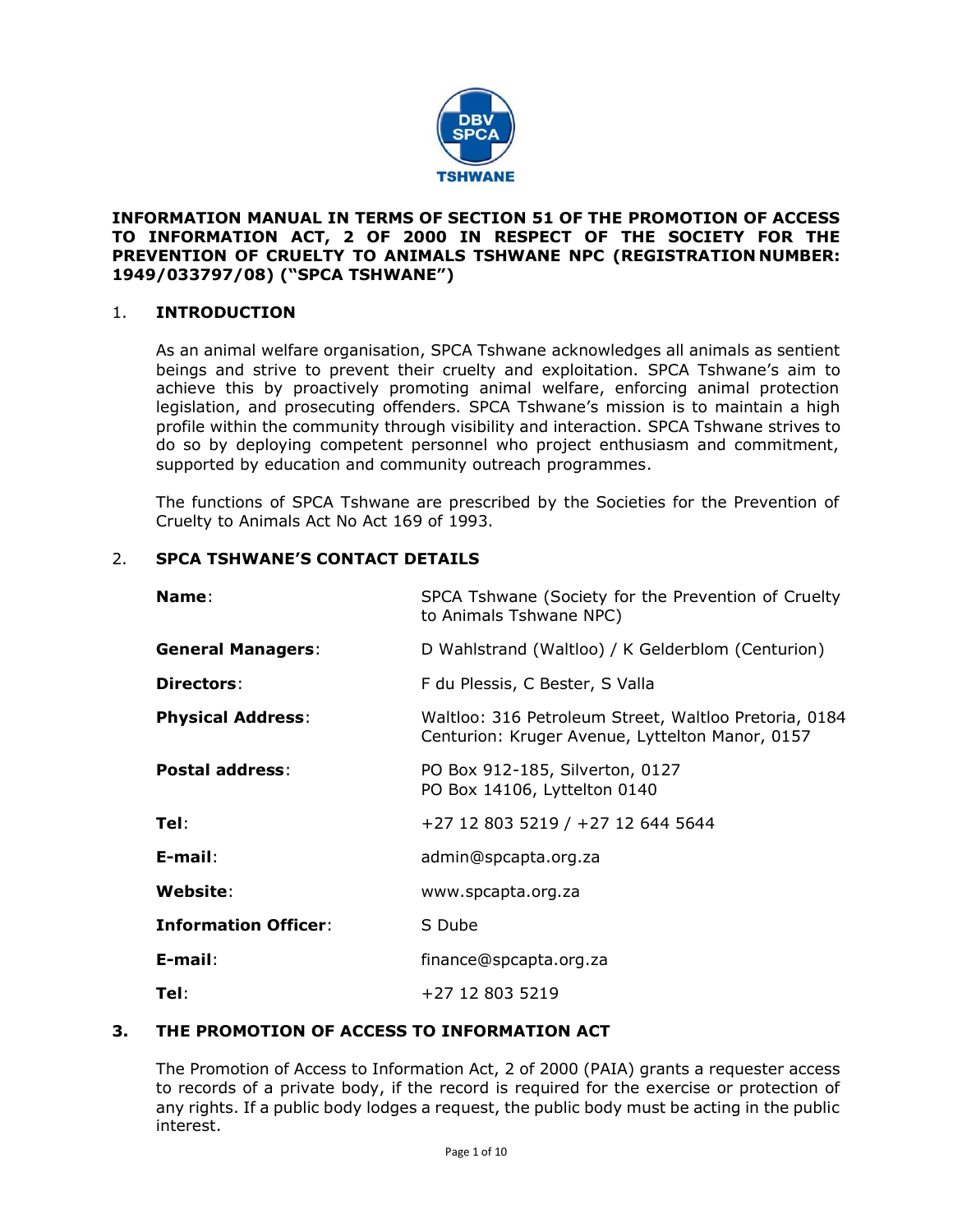**INFORMATION MANUAL IN TERMS OF SECTION 51 OF THE PROMOTION OF ACCESS TO INFORMATION ACT, 2 OF 2000 IN RESPECT OF THE SOCIETY FOR THE PREVENTION OF CRUELTY TO ANIMALS TSHWANE NPC (REGISTRATION NUMBER: 1949/033797/08) ("SPCA TSHWANE")**

## 1. INTRODUCTION

As an animal welfare organisation, SPCA Tshwane acknowledges all animals as sentient beings and strive to prevent their cruelty and exploitation. SPCA Tshwane's aim to achieve this by proactively promoting animal welfare, enforcing animal protection legislation, and prosecuting offenders. SPCA Tshwane's mission is to maintain a high profile within the community through visibility and interaction. SPCA Tshwane strives to do so by deploying competent personnel who project enthusiasm and commitment, supported by education and community outreach programmes.

The functions of SPCA Tshwane are prescribed by the Societies for the Prevention of Cruelty to Animals Act No Act 169 of 1993.

## 2. SPCA TSHWANE'S CONTACT DETAILS

| | |
|---|---|
| **Name**: | SPCA Tshwane (Society for the Prevention of Cruelty to Animals Tshwane NPC) |
| **General Managers**: | D Wahlstrand (Waltloo) / K Gelderblom (Centurion) |
| **Directors**: | F du Plessis, C Bester, S Valla |
| **Physical Address**: | Waltloo: 316 Petroleum Street, Waltloo Pretoria, 0184<br>Centurion: Kruger Avenue, Lyttelton Manor, 0157 |
| **Postal address**: | PO Box 912-185, Silverton, 0127<br>PO Box 14106, Lyttelton 0140 |
| **Tel**: | +27 12 803 5219 / +27 12 644 5644 |
| **E-mail**: | admin@spcapta.org.za |
| **Website**: | www.spcapta.org.za |
| **Information Officer**: | S Dube |
| **E-mail**: | finance@spcapta.org.za |
| **Tel**: | +27 12 803 5219 |

## 3. THE PROMOTION OF ACCESS TO INFORMATION ACT

The Promotion of Access to Information Act, 2 of 2000 (PAIA) grants a requester access to records of a private body, if the record is required for the exercise or protection of any rights. If a public body lodges a request, the public body must be acting in the public interest.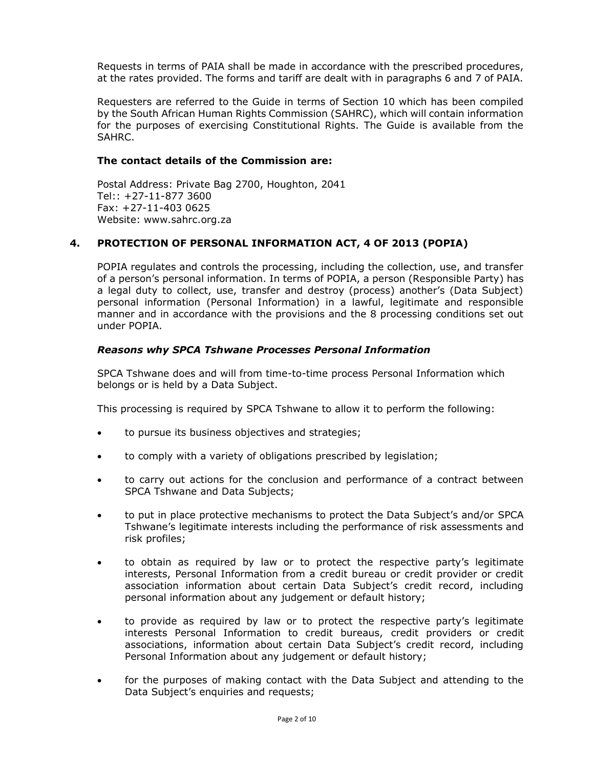Requests in terms of PAIA shall be made in accordance with the prescribed procedures, at the rates provided. The forms and tariff are dealt with in paragraphs 6 and 7 of PAIA.

Requesters are referred to the Guide in terms of Section 10 which has been compiled by the South African Human Rights Commission (SAHRC), which will contain information for the purposes of exercising Constitutional Rights. The Guide is available from the SAHRC.

**The contact details of the Commission are:**

Postal Address: Private Bag 2700, Houghton, 2041
Tel:: +27-11-877 3600
Fax: +27-11-403 0625
Website: www.sahrc.org.za

## 4. PROTECTION OF PERSONAL INFORMATION ACT, 4 OF 2013 (POPIA)

POPIA regulates and controls the processing, including the collection, use, and transfer of a person's personal information. In terms of POPIA, a person (Responsible Party) has a legal duty to collect, use, transfer and destroy (process) another's (Data Subject) personal information (Personal Information) in a lawful, legitimate and responsible manner and in accordance with the provisions and the 8 processing conditions set out under POPIA.

### *Reasons why SPCA Tshwane Processes Personal Information*

SPCA Tshwane does and will from time-to-time process Personal Information which belongs or is held by a Data Subject.

This processing is required by SPCA Tshwane to allow it to perform the following:

- to pursue its business objectives and strategies;
- to comply with a variety of obligations prescribed by legislation;
- to carry out actions for the conclusion and performance of a contract between SPCA Tshwane and Data Subjects;
- to put in place protective mechanisms to protect the Data Subject's and/or SPCA Tshwane's legitimate interests including the performance of risk assessments and risk profiles;
- to obtain as required by law or to protect the respective party's legitimate interests, Personal Information from a credit bureau or credit provider or credit association information about certain Data Subject's credit record, including personal information about any judgement or default history;
- to provide as required by law or to protect the respective party's legitimate interests Personal Information to credit bureaus, credit providers or credit associations, information about certain Data Subject's credit record, including Personal Information about any judgement or default history;
- for the purposes of making contact with the Data Subject and attending to the Data Subject's enquiries and requests;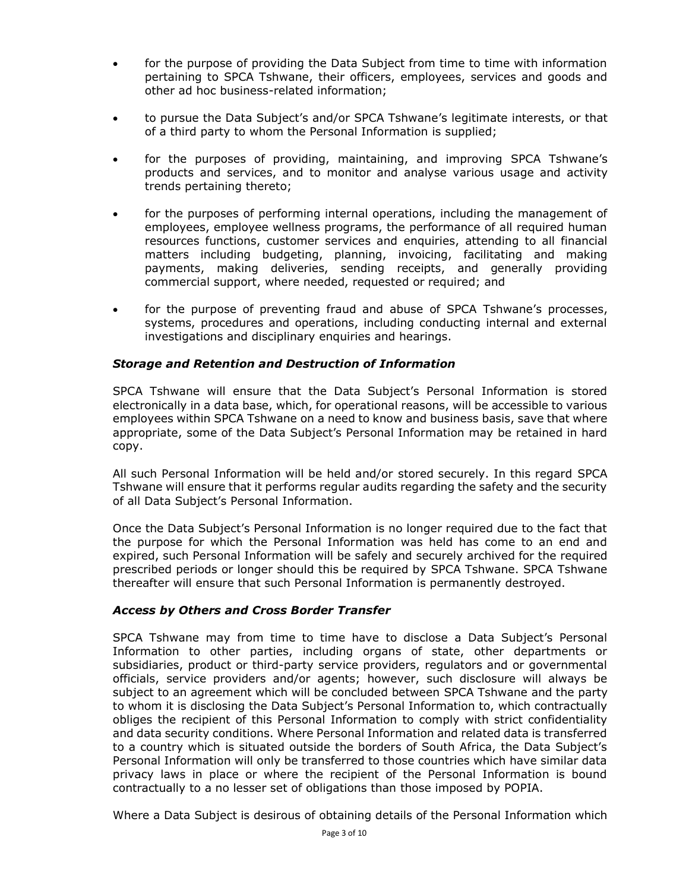- for the purpose of providing the Data Subject from time to time with information pertaining to SPCA Tshwane, their officers, employees, services and goods and other ad hoc business-related information;

- to pursue the Data Subject's and/or SPCA Tshwane's legitimate interests, or that of a third party to whom the Personal Information is supplied;

- for the purposes of providing, maintaining, and improving SPCA Tshwane's products and services, and to monitor and analyse various usage and activity trends pertaining thereto;

- for the purposes of performing internal operations, including the management of employees, employee wellness programs, the performance of all required human resources functions, customer services and enquiries, attending to all financial matters including budgeting, planning, invoicing, facilitating and making payments, making deliveries, sending receipts, and generally providing commercial support, where needed, requested or required; and

- for the purpose of preventing fraud and abuse of SPCA Tshwane's processes, systems, procedures and operations, including conducting internal and external investigations and disciplinary enquiries and hearings.

***Storage and Retention and Destruction of Information***

SPCA Tshwane will ensure that the Data Subject's Personal Information is stored electronically in a data base, which, for operational reasons, will be accessible to various employees within SPCA Tshwane on a need to know and business basis, save that where appropriate, some of the Data Subject's Personal Information may be retained in hard copy.

All such Personal Information will be held and/or stored securely. In this regard SPCA Tshwane will ensure that it performs regular audits regarding the safety and the security of all Data Subject's Personal Information.

Once the Data Subject's Personal Information is no longer required due to the fact that the purpose for which the Personal Information was held has come to an end and expired, such Personal Information will be safely and securely archived for the required prescribed periods or longer should this be required by SPCA Tshwane. SPCA Tshwane thereafter will ensure that such Personal Information is permanently destroyed.

***Access by Others and Cross Border Transfer***

SPCA Tshwane may from time to time have to disclose a Data Subject's Personal Information to other parties, including organs of state, other departments or subsidiaries, product or third-party service providers, regulators and or governmental officials, service providers and/or agents; however, such disclosure will always be subject to an agreement which will be concluded between SPCA Tshwane and the party to whom it is disclosing the Data Subject's Personal Information to, which contractually obliges the recipient of this Personal Information to comply with strict confidentiality and data security conditions. Where Personal Information and related data is transferred to a country which is situated outside the borders of South Africa, the Data Subject's Personal Information will only be transferred to those countries which have similar data privacy laws in place or where the recipient of the Personal Information is bound contractually to a no lesser set of obligations than those imposed by POPIA.

Where a Data Subject is desirous of obtaining details of the Personal Information which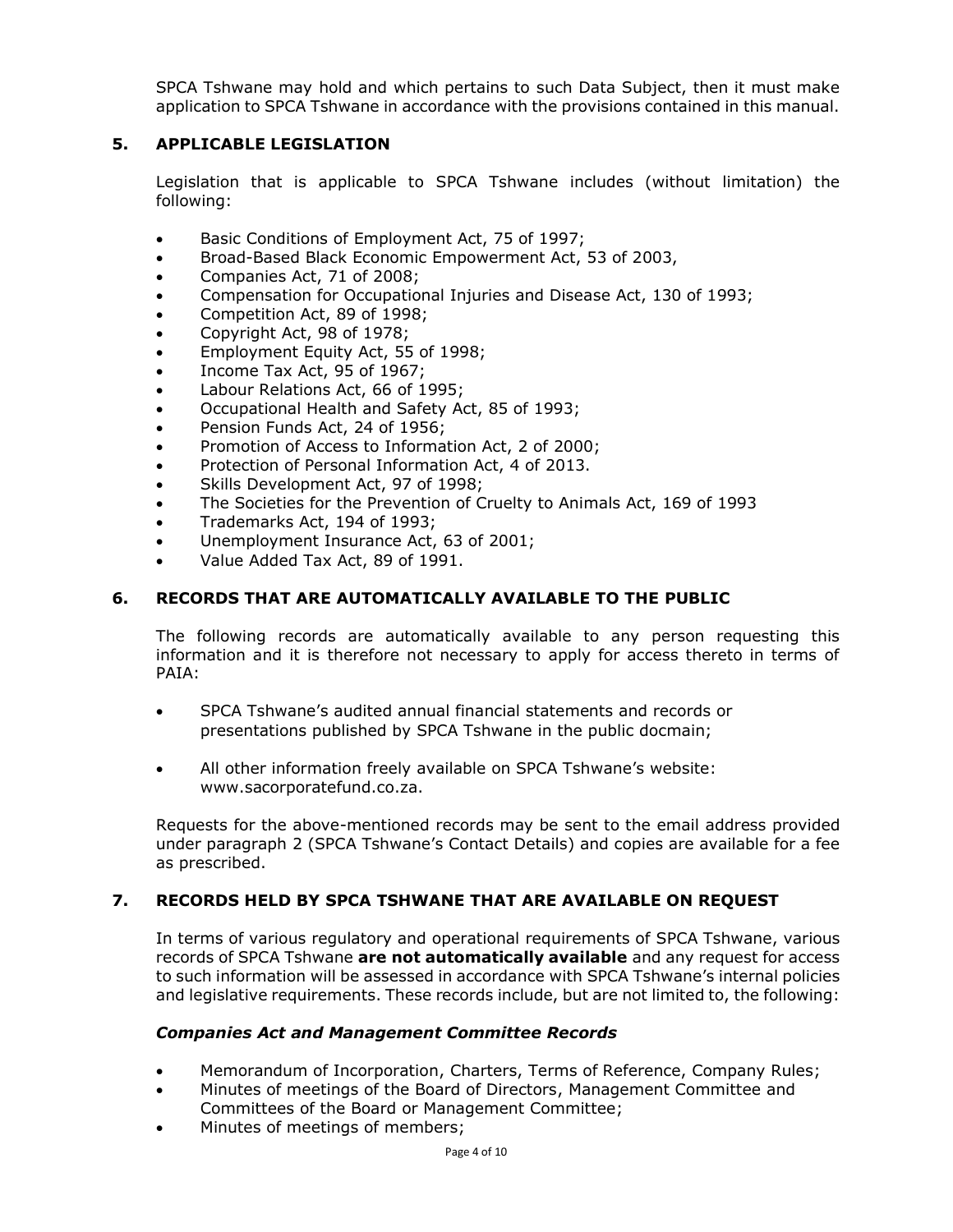SPCA Tshwane may hold and which pertains to such Data Subject, then it must make application to SPCA Tshwane in accordance with the provisions contained in this manual.

## 5. APPLICABLE LEGISLATION

Legislation that is applicable to SPCA Tshwane includes (without limitation) the following:

- Basic Conditions of Employment Act, 75 of 1997;
- Broad-Based Black Economic Empowerment Act, 53 of 2003,
- Companies Act, 71 of 2008;
- Compensation for Occupational Injuries and Disease Act, 130 of 1993;
- Competition Act, 89 of 1998;
- Copyright Act, 98 of 1978;
- Employment Equity Act, 55 of 1998;
- Income Tax Act, 95 of 1967;
- Labour Relations Act, 66 of 1995;
- Occupational Health and Safety Act, 85 of 1993;
- Pension Funds Act, 24 of 1956;
- Promotion of Access to Information Act, 2 of 2000;
- Protection of Personal Information Act, 4 of 2013.
- Skills Development Act, 97 of 1998;
- The Societies for the Prevention of Cruelty to Animals Act, 169 of 1993
- Trademarks Act, 194 of 1993;
- Unemployment Insurance Act, 63 of 2001;
- Value Added Tax Act, 89 of 1991.

## 6. RECORDS THAT ARE AUTOMATICALLY AVAILABLE TO THE PUBLIC

The following records are automatically available to any person requesting this information and it is therefore not necessary to apply for access thereto in terms of PAIA:

- SPCA Tshwane's audited annual financial statements and records or presentations published by SPCA Tshwane in the public docmain;
- All other information freely available on SPCA Tshwane's website: www.sacorporatefund.co.za.

Requests for the above-mentioned records may be sent to the email address provided under paragraph 2 (SPCA Tshwane's Contact Details) and copies are available for a fee as prescribed.

## 7. RECORDS HELD BY SPCA TSHWANE THAT ARE AVAILABLE ON REQUEST

In terms of various regulatory and operational requirements of SPCA Tshwane, various records of SPCA Tshwane **are not automatically available** and any request for access to such information will be assessed in accordance with SPCA Tshwane's internal policies and legislative requirements. These records include, but are not limited to, the following:

***Companies Act and Management Committee Records***

- Memorandum of Incorporation, Charters, Terms of Reference, Company Rules;
- Minutes of meetings of the Board of Directors, Management Committee and Committees of the Board or Management Committee;
- Minutes of meetings of members;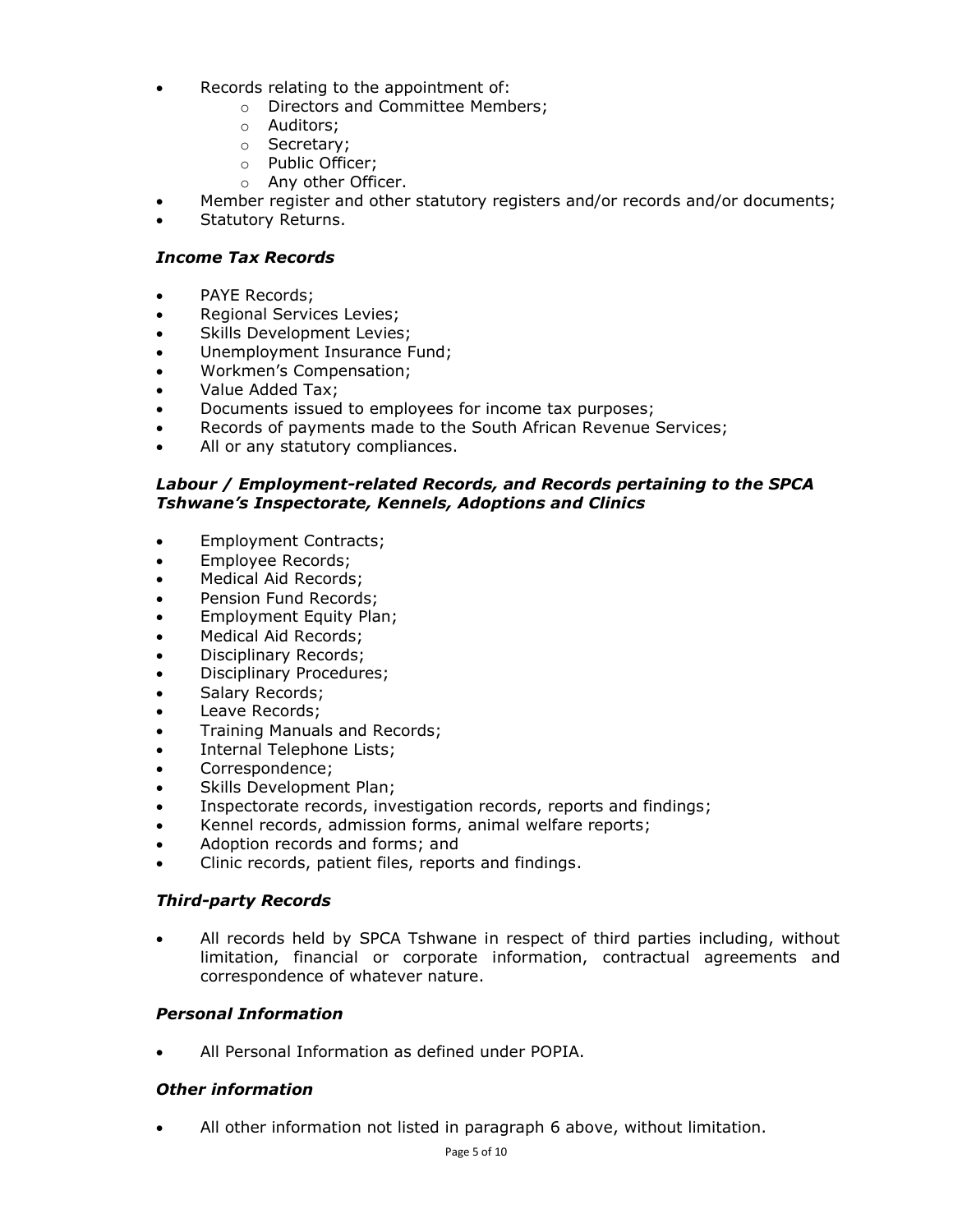- Records relating to the appointment of:
  - Directors and Committee Members;
  - Auditors;
  - Secretary;
  - Public Officer;
  - Any other Officer.
- Member register and other statutory registers and/or records and/or documents;
- Statutory Returns.

### *Income Tax Records*

- PAYE Records;
- Regional Services Levies;
- Skills Development Levies;
- Unemployment Insurance Fund;
- Workmen's Compensation;
- Value Added Tax;
- Documents issued to employees for income tax purposes;
- Records of payments made to the South African Revenue Services;
- All or any statutory compliances.

### *Labour / Employment-related Records, and Records pertaining to the SPCA Tshwane's Inspectorate, Kennels, Adoptions and Clinics*

- Employment Contracts;
- Employee Records;
- Medical Aid Records;
- Pension Fund Records;
- Employment Equity Plan;
- Medical Aid Records;
- Disciplinary Records;
- Disciplinary Procedures;
- Salary Records;
- Leave Records;
- Training Manuals and Records;
- Internal Telephone Lists;
- Correspondence;
- Skills Development Plan;
- Inspectorate records, investigation records, reports and findings;
- Kennel records, admission forms, animal welfare reports;
- Adoption records and forms; and
- Clinic records, patient files, reports and findings.

### *Third-party Records*

- All records held by SPCA Tshwane in respect of third parties including, without limitation, financial or corporate information, contractual agreements and correspondence of whatever nature.

### *Personal Information*

- All Personal Information as defined under POPIA.

### *Other information*

- All other information not listed in paragraph 6 above, without limitation.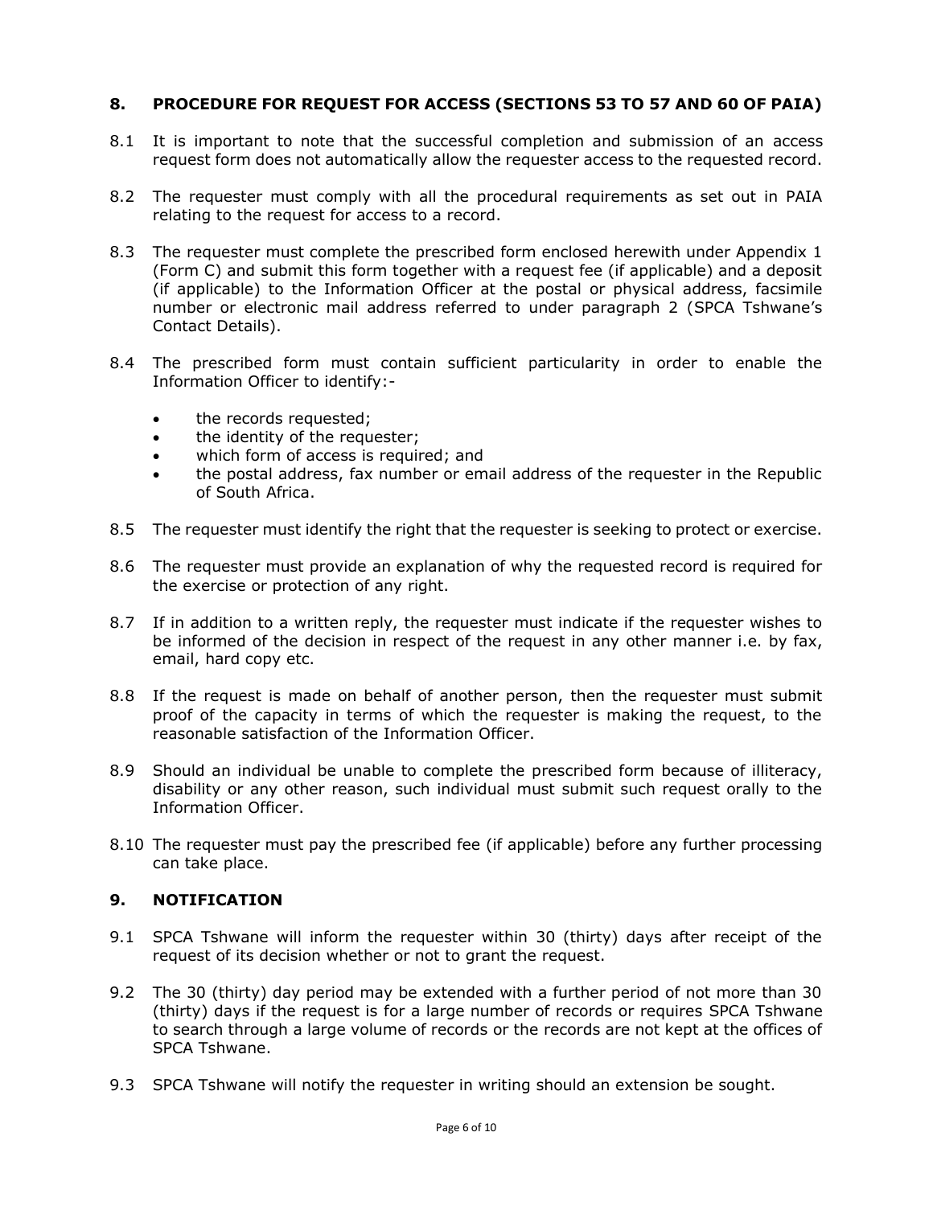## 8. PROCEDURE FOR REQUEST FOR ACCESS (SECTIONS 53 TO 57 AND 60 OF PAIA)

8.1 It is important to note that the successful completion and submission of an access request form does not automatically allow the requester access to the requested record.

8.2 The requester must comply with all the procedural requirements as set out in PAIA relating to the request for access to a record.

8.3 The requester must complete the prescribed form enclosed herewith under Appendix 1 (Form C) and submit this form together with a request fee (if applicable) and a deposit (if applicable) to the Information Officer at the postal or physical address, facsimile number or electronic mail address referred to under paragraph 2 (SPCA Tshwane's Contact Details).

8.4 The prescribed form must contain sufficient particularity in order to enable the Information Officer to identify:-

- the records requested;
- the identity of the requester;
- which form of access is required; and
- the postal address, fax number or email address of the requester in the Republic of South Africa.

8.5 The requester must identify the right that the requester is seeking to protect or exercise.

8.6 The requester must provide an explanation of why the requested record is required for the exercise or protection of any right.

8.7 If in addition to a written reply, the requester must indicate if the requester wishes to be informed of the decision in respect of the request in any other manner i.e. by fax, email, hard copy etc.

8.8 If the request is made on behalf of another person, then the requester must submit proof of the capacity in terms of which the requester is making the request, to the reasonable satisfaction of the Information Officer.

8.9 Should an individual be unable to complete the prescribed form because of illiteracy, disability or any other reason, such individual must submit such request orally to the Information Officer.

8.10 The requester must pay the prescribed fee (if applicable) before any further processing can take place.

## 9. NOTIFICATION

9.1 SPCA Tshwane will inform the requester within 30 (thirty) days after receipt of the request of its decision whether or not to grant the request.

9.2 The 30 (thirty) day period may be extended with a further period of not more than 30 (thirty) days if the request is for a large number of records or requires SPCA Tshwane to search through a large volume of records or the records are not kept at the offices of SPCA Tshwane.

9.3 SPCA Tshwane will notify the requester in writing should an extension be sought.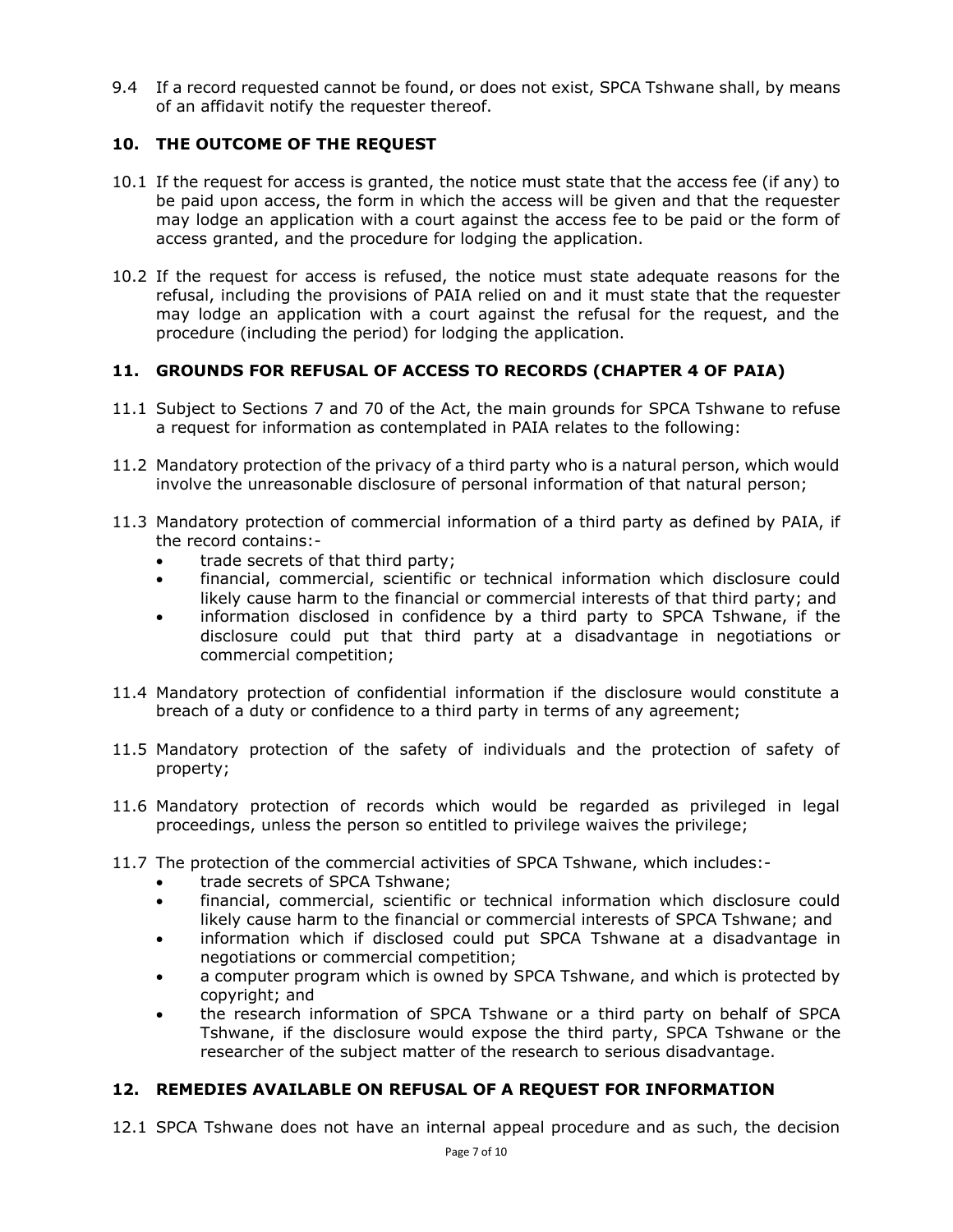9.4 If a record requested cannot be found, or does not exist, SPCA Tshwane shall, by means of an affidavit notify the requester thereof.

## 10. THE OUTCOME OF THE REQUEST

10.1 If the request for access is granted, the notice must state that the access fee (if any) to be paid upon access, the form in which the access will be given and that the requester may lodge an application with a court against the access fee to be paid or the form of access granted, and the procedure for lodging the application.

10.2 If the request for access is refused, the notice must state adequate reasons for the refusal, including the provisions of PAIA relied on and it must state that the requester may lodge an application with a court against the refusal for the request, and the procedure (including the period) for lodging the application.

## 11. GROUNDS FOR REFUSAL OF ACCESS TO RECORDS (CHAPTER 4 OF PAIA)

11.1 Subject to Sections 7 and 70 of the Act, the main grounds for SPCA Tshwane to refuse a request for information as contemplated in PAIA relates to the following:

11.2 Mandatory protection of the privacy of a third party who is a natural person, which would involve the unreasonable disclosure of personal information of that natural person;

11.3 Mandatory protection of commercial information of a third party as defined by PAIA, if the record contains:-

- trade secrets of that third party;
- financial, commercial, scientific or technical information which disclosure could likely cause harm to the financial or commercial interests of that third party; and
- information disclosed in confidence by a third party to SPCA Tshwane, if the disclosure could put that third party at a disadvantage in negotiations or commercial competition;

11.4 Mandatory protection of confidential information if the disclosure would constitute a breach of a duty or confidence to a third party in terms of any agreement;

11.5 Mandatory protection of the safety of individuals and the protection of safety of property;

11.6 Mandatory protection of records which would be regarded as privileged in legal proceedings, unless the person so entitled to privilege waives the privilege;

11.7 The protection of the commercial activities of SPCA Tshwane, which includes:-

- trade secrets of SPCA Tshwane;
- financial, commercial, scientific or technical information which disclosure could likely cause harm to the financial or commercial interests of SPCA Tshwane; and
- information which if disclosed could put SPCA Tshwane at a disadvantage in negotiations or commercial competition;
- a computer program which is owned by SPCA Tshwane, and which is protected by copyright; and
- the research information of SPCA Tshwane or a third party on behalf of SPCA Tshwane, if the disclosure would expose the third party, SPCA Tshwane or the researcher of the subject matter of the research to serious disadvantage.

## 12. REMEDIES AVAILABLE ON REFUSAL OF A REQUEST FOR INFORMATION

12.1 SPCA Tshwane does not have an internal appeal procedure and as such, the decision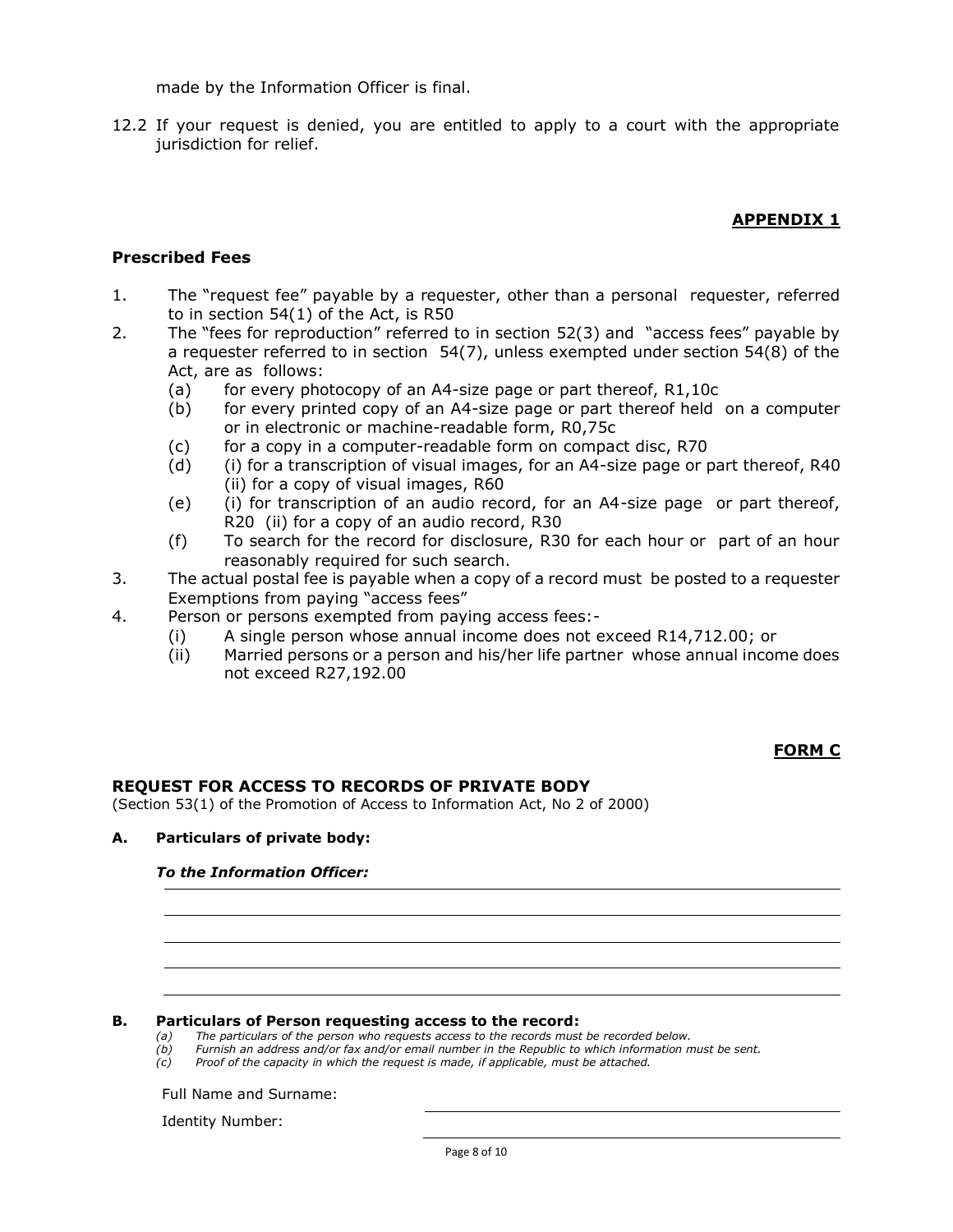made by the Information Officer is final.

12.2 If your request is denied, you are entitled to apply to a court with the appropriate jurisdiction for relief.

**APPENDIX 1**

**Prescribed Fees**

1. The "request fee" payable by a requester, other than a personal requester, referred to in section 54(1) of the Act, is R50
2. The "fees for reproduction" referred to in section 52(3) and "access fees" payable by a requester referred to in section 54(7), unless exempted under section 54(8) of the Act, are as follows:
   - (a) for every photocopy of an A4-size page or part thereof, R1,10c
   - (b) for every printed copy of an A4-size page or part thereof held on a computer or in electronic or machine-readable form, R0,75c
   - (c) for a copy in a computer-readable form on compact disc, R70
   - (d) (i) for a transcription of visual images, for an A4-size page or part thereof, R40 (ii) for a copy of visual images, R60
   - (e) (i) for transcription of an audio record, for an A4-size page or part thereof, R20 (ii) for a copy of an audio record, R30
   - (f) To search for the record for disclosure, R30 for each hour or part of an hour reasonably required for such search.
3. The actual postal fee is payable when a copy of a record must be posted to a requester Exemptions from paying "access fees"
4. Person or persons exempted from paying access fees:-
   - (i) A single person whose annual income does not exceed R14,712.00; or
   - (ii) Married persons or a person and his/her life partner whose annual income does not exceed R27,192.00

**FORM C**

## REQUEST FOR ACCESS TO RECORDS OF PRIVATE BODY

(Section 53(1) of the Promotion of Access to Information Act, No 2 of 2000)

**A. Particulars of private body:**

***To the Information Officer:*** ______________________________

______________________________

______________________________

______________________________

______________________________

**B. Particulars of Person requesting access to the record:**

*(a) The particulars of the person who requests access to the records must be recorded below.*
*(b) Furnish an address and/or fax and/or email number in the Republic to which information must be sent.*
*(c) Proof of the capacity in which the request is made, if applicable, must be attached.*

Full Name and Surname: ______________________________

Identity Number: ______________________________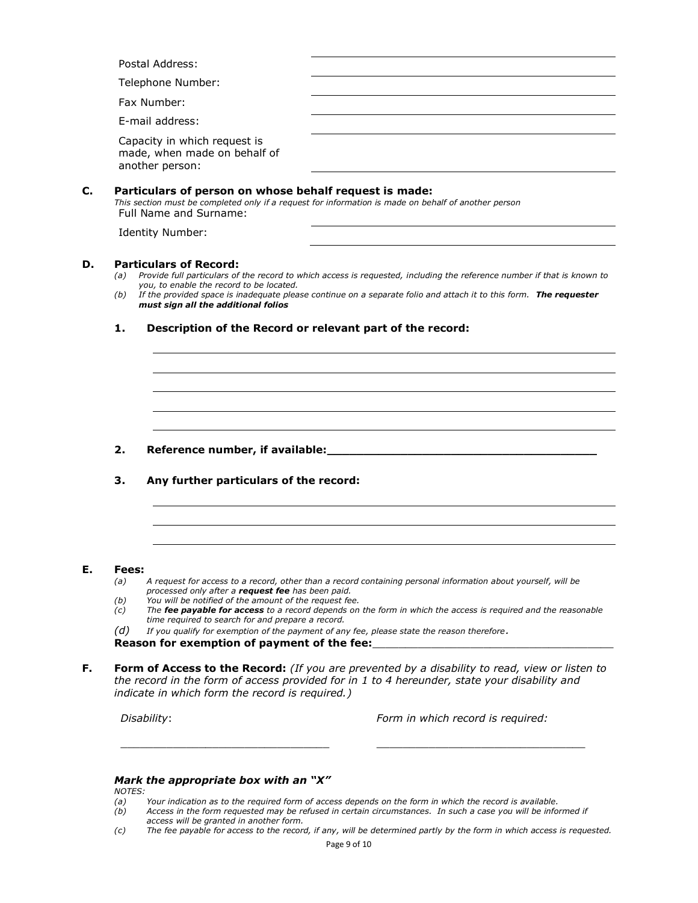Postal Address: ______________________________

Telephone Number: ______________________________

Fax Number: ______________________________

E-mail address: ______________________________

Capacity in which request is made, when made on behalf of another person: ______________________________

**C. Particulars of person on whose behalf request is made:**

*This section must be completed only if a request for information is made on behalf of another person*

Full Name and Surname: ______________________________

Identity Number: ______________________________

**D. Particulars of Record:**

(a) *Provide full particulars of the record to which access is requested, including the reference number if that is known to you, to enable the record to be located.*

(b) *If the provided space is inadequate please continue on a separate folio and attach it to this form.* ***The requester must sign all the additional folios***

**1. Description of the Record or relevant part of the record:**

______________________________

______________________________

______________________________

______________________________

______________________________

**2. Reference number, if available:______________________________**

**3. Any further particulars of the record:**

______________________________

______________________________

______________________________

**E. Fees:**

(a) *A request for access to a record, other than a record containing personal information about yourself, will be processed only after a* ***request fee*** *has been paid.*

(b) *You will be notified of the amount of the request fee.*

(c) *The* ***fee payable for access*** *to a record depends on the form in which the access is required and the reasonable time required to search for and prepare a record.*

(d) *If you qualify for exemption of the payment of any fee, please state the reason therefore.*

**Reason for exemption of payment of the fee:______________________________**

**F. Form of Access to the Record:** *(If you are prevented by a disability to read, view or listen to the record in the form of access provided for in 1 to 4 hereunder, state your disability and indicate in which form the record is required.)*

*Disability*: ______________________________

*Form in which record is required:* ______________________________

***Mark the appropriate box with an "X"***

*NOTES:*

(a) *Your indication as to the required form of access depends on the form in which the record is available.*

(b) *Access in the form requested may be refused in certain circumstances. In such a case you will be informed if access will be granted in another form.*

(c) *The fee payable for access to the record, if any, will be determined partly by the form in which access is requested.*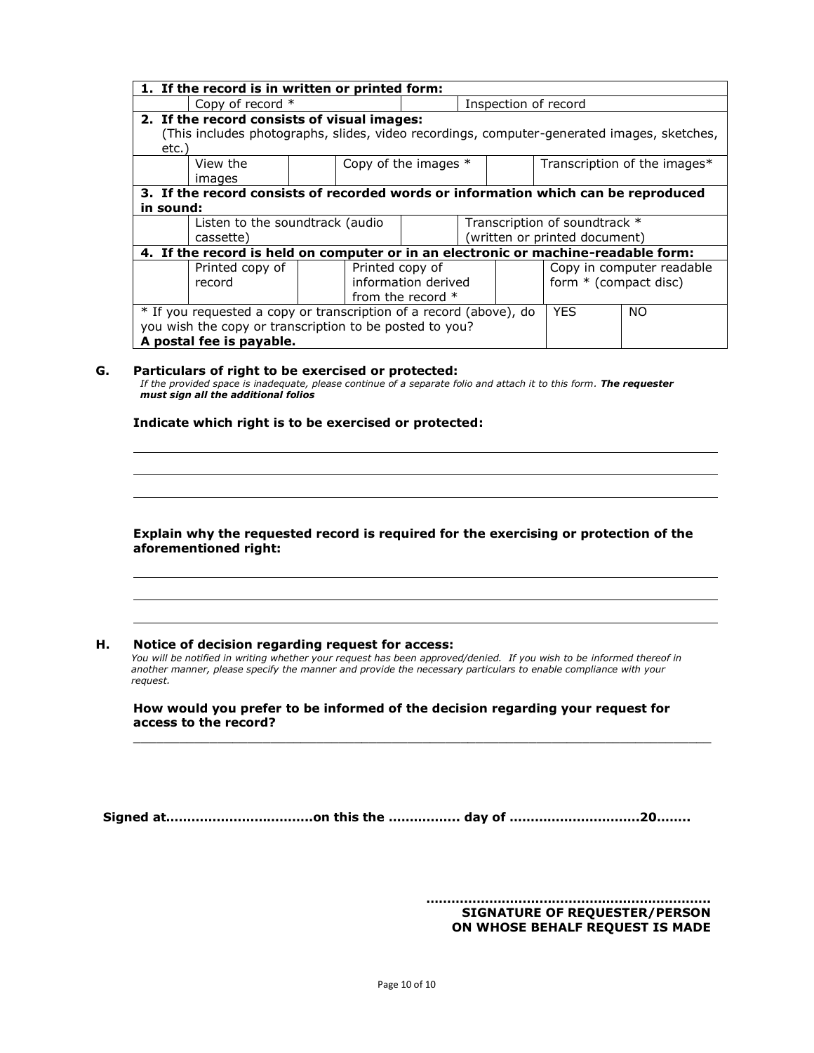| | | | | | | | |
|---|---|---|---|---|---|---|---|
| **1. If the record is in written or printed form:** | | | | | | | |
| | Copy of record * | | | | Inspection of record | | |
| **2. If the record consists of visual images:** (This includes photographs, slides, video recordings, computer-generated images, sketches, etc.) | | | | | | | |
| | View the images | | Copy of the images * | | | Transcription of the images* | |
| **3. If the record consists of recorded words or information which can be reproduced in sound:** | | | | | | | |
| | Listen to the soundtrack (audio cassette) | | | | Transcription of soundtrack * (written or printed document) | | |
| **4. If the record is held on computer or in an electronic or machine-readable form:** | | | | | | | |
| | Printed copy of record | | Printed copy of information derived from the record * | | | Copy in computer readable form * (compact disc) | |
| * If you requested a copy or transcription of a record (above), do you wish the copy or transcription to be posted to you? **A postal fee is payable.** | | | | | | YES | NO |

**G. Particulars of right to be exercised or protected:**

*If the provided space is inadequate, please continue of a separate folio and attach it to this form. **The requester must sign all the additional folios***

**Indicate which right is to be exercised or protected:**

\_\_\_\_\_\_\_\_\_\_\_\_\_\_\_\_\_\_\_\_\_\_\_\_\_\_\_\_\_\_\_\_\_\_\_\_\_\_\_\_\_\_\_\_\_\_\_\_\_\_\_\_\_\_\_\_\_\_\_\_\_\_\_\_\_\_\_\_\_\_\_\_

\_\_\_\_\_\_\_\_\_\_\_\_\_\_\_\_\_\_\_\_\_\_\_\_\_\_\_\_\_\_\_\_\_\_\_\_\_\_\_\_\_\_\_\_\_\_\_\_\_\_\_\_\_\_\_\_\_\_\_\_\_\_\_\_\_\_\_\_\_\_\_\_

\_\_\_\_\_\_\_\_\_\_\_\_\_\_\_\_\_\_\_\_\_\_\_\_\_\_\_\_\_\_\_\_\_\_\_\_\_\_\_\_\_\_\_\_\_\_\_\_\_\_\_\_\_\_\_\_\_\_\_\_\_\_\_\_\_\_\_\_\_\_\_\_

**Explain why the requested record is required for the exercising or protection of the aforementioned right:**

\_\_\_\_\_\_\_\_\_\_\_\_\_\_\_\_\_\_\_\_\_\_\_\_\_\_\_\_\_\_\_\_\_\_\_\_\_\_\_\_\_\_\_\_\_\_\_\_\_\_\_\_\_\_\_\_\_\_\_\_\_\_\_\_\_\_\_\_\_\_\_\_

\_\_\_\_\_\_\_\_\_\_\_\_\_\_\_\_\_\_\_\_\_\_\_\_\_\_\_\_\_\_\_\_\_\_\_\_\_\_\_\_\_\_\_\_\_\_\_\_\_\_\_\_\_\_\_\_\_\_\_\_\_\_\_\_\_\_\_\_\_\_\_\_

\_\_\_\_\_\_\_\_\_\_\_\_\_\_\_\_\_\_\_\_\_\_\_\_\_\_\_\_\_\_\_\_\_\_\_\_\_\_\_\_\_\_\_\_\_\_\_\_\_\_\_\_\_\_\_\_\_\_\_\_\_\_\_\_\_\_\_\_\_\_\_\_

**H. Notice of decision regarding request for access:**

*You will be notified in writing whether your request has been approved/denied. If you wish to be informed thereof in another manner, please specify the manner and provide the necessary particulars to enable compliance with your request.*

**How would you prefer to be informed of the decision regarding your request for access to the record?**

\_\_\_\_\_\_\_\_\_\_\_\_\_\_\_\_\_\_\_\_\_\_\_\_\_\_\_\_\_\_\_\_\_\_\_\_\_\_\_\_\_\_\_\_\_\_\_\_\_\_\_\_\_\_\_\_\_\_\_\_\_\_\_\_\_\_\_\_\_\_\_\_

**Signed at..................................on this the ................ day of .............................20........**

**..................................................................**
**SIGNATURE OF REQUESTER/PERSON ON WHOSE BEHALF REQUEST IS MADE**